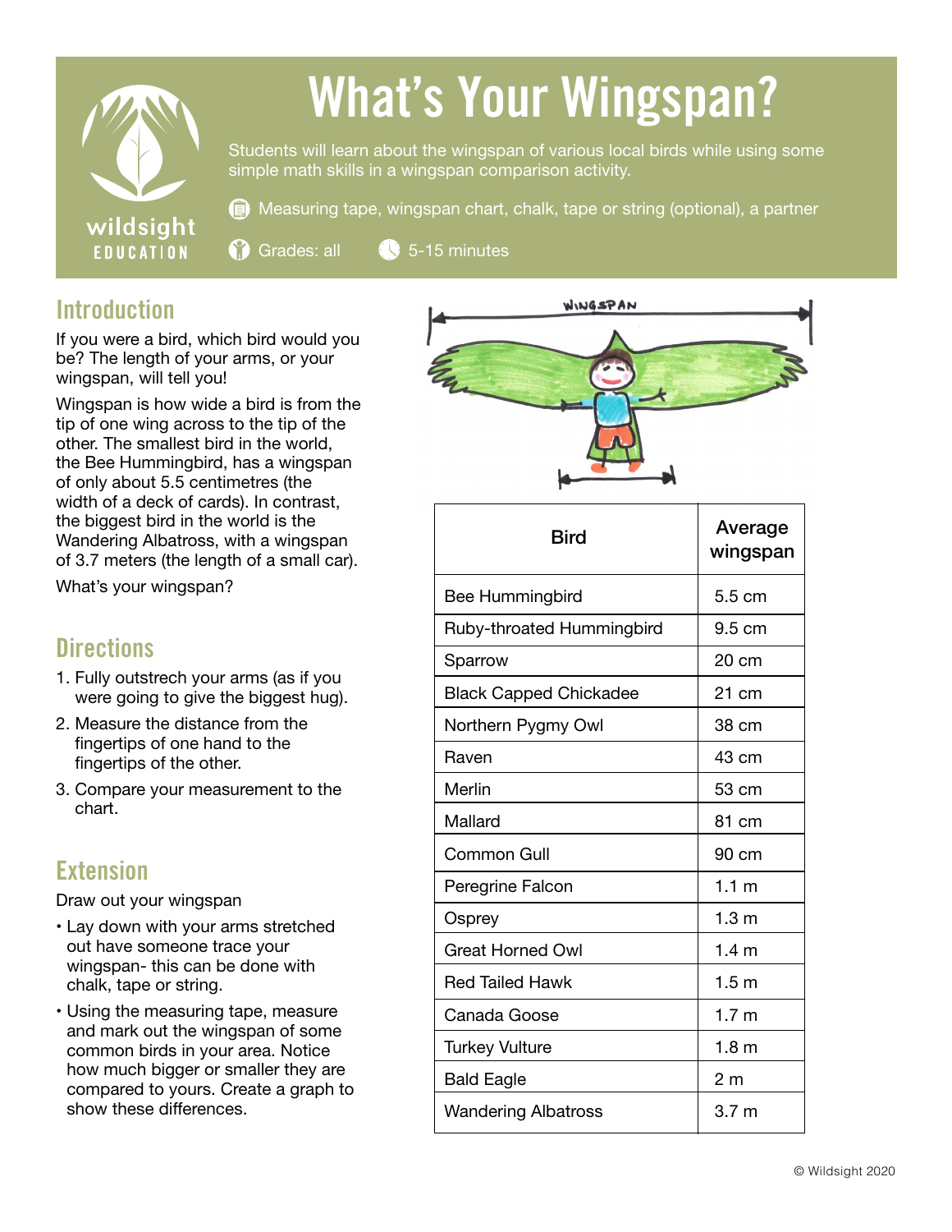# What's Your Wingspan?

Students will learn about the wingspan of various local birds while using some simple math skills in a wingspan comparison activity.

Measuring tape, wingspan chart, chalk, tape or string (optional), a partner

Grades: all

5-15 minutes

## Introduction

If you were a bird, which bird would you be? The length of your arms, or your wingspan, will tell you!

Wingspan is how wide a bird is from the tip of one wing across to the tip of the other. The smallest bird in the world, the Bee Hummingbird, has a wingspan of only about 5.5 centimetres (the width of a deck of cards). In contrast, the biggest bird in the world is the Wandering Albatross, with a wingspan of 3.7 meters (the length of a small car).

What's your wingspan?

## Directions

1. Fully outstrech your arms (as if you were going to give the biggest hug).
2. Measure the distance from the fingertips of one hand to the fingertips of the other.
3. Compare your measurement to the chart.

## Extension

Draw out your wingspan

- Lay down with your arms stretched out have someone trace your wingspan- this can be done with chalk, tape or string.
- Using the measuring tape, measure and mark out the wingspan of some common birds in your area. Notice how much bigger or smaller they are compared to yours. Create a graph to show these differences.

| Bird | Average wingspan |
|---|---|
| Bee Hummingbird | 5.5 cm |
| Ruby-throated Hummingbird | 9.5 cm |
| Sparrow | 20 cm |
| Black Capped Chickadee | 21 cm |
| Northern Pygmy Owl | 38 cm |
| Raven | 43 cm |
| Merlin | 53 cm |
| Mallard | 81 cm |
| Common Gull | 90 cm |
| Peregrine Falcon | 1.1 m |
| Osprey | 1.3 m |
| Great Horned Owl | 1.4 m |
| Red Tailed Hawk | 1.5 m |
| Canada Goose | 1.7 m |
| Turkey Vulture | 1.8 m |
| Bald Eagle | 2 m |
| Wandering Albatross | 3.7 m |

© Wildsight 2020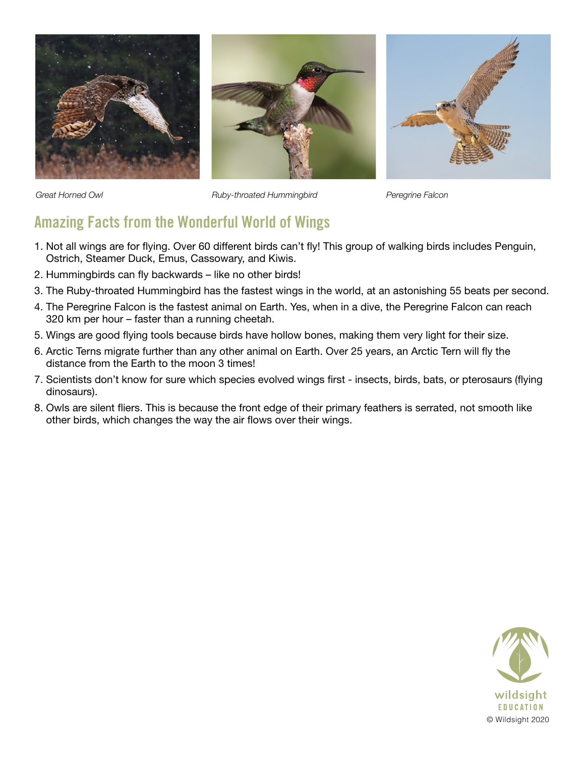*Great Horned Owl*

*Ruby-throated Hummingbird*

*Peregrine Falcon*

## Amazing Facts from the Wonderful World of Wings

1. Not all wings are for flying. Over 60 different birds can't fly! This group of walking birds includes Penguin, Ostrich, Steamer Duck, Emus, Cassowary, and Kiwis.
2. Hummingbirds can fly backwards – like no other birds!
3. The Ruby-throated Hummingbird has the fastest wings in the world, at an astonishing 55 beats per second.
4. The Peregrine Falcon is the fastest animal on Earth. Yes, when in a dive, the Peregrine Falcon can reach 320 km per hour – faster than a running cheetah.
5. Wings are good flying tools because birds have hollow bones, making them very light for their size.
6. Arctic Terns migrate further than any other animal on Earth. Over 25 years, an Arctic Tern will fly the distance from the Earth to the moon 3 times!
7. Scientists don't know for sure which species evolved wings first - insects, birds, bats, or pterosaurs (flying dinosaurs).
8. Owls are silent fliers. This is because the front edge of their primary feathers is serrated, not smooth like other birds, which changes the way the air flows over their wings.

wildsight EDUCATION

© Wildsight 2020